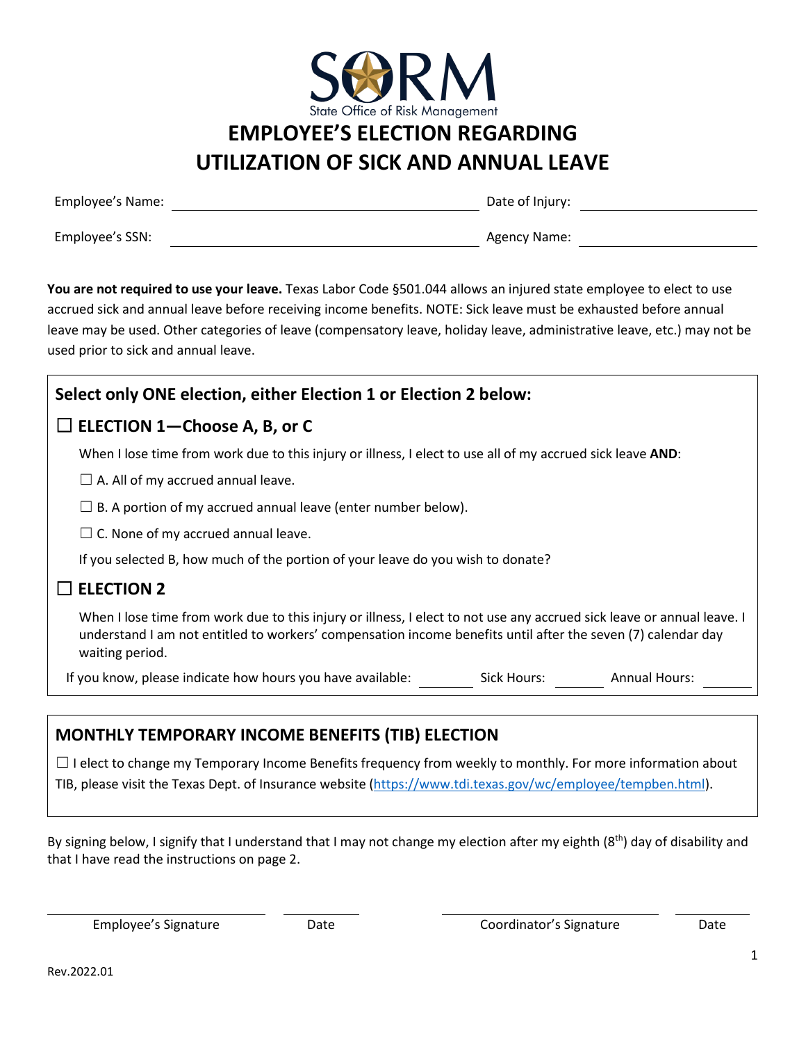SORM

State Office of Risk Management

# EMPLOYEE'S ELECTION REGARDING UTILIZATION OF SICK AND ANNUAL LEAVE

Employee's Name: ______________________ Date of Injury: ______________

Employee's SSN: ______________________ Agency Name: ______________

**You are not required to use your leave.** Texas Labor Code §501.044 allows an injured state employee to elect to use accrued sick and annual leave before receiving income benefits. NOTE: Sick leave must be exhausted before annual leave may be used. Other categories of leave (compensatory leave, holiday leave, administrative leave, etc.) may not be used prior to sick and annual leave.

## Select only ONE election, either Election 1 or Election 2 below:

### ☐ ELECTION 1—Choose A, B, or C

When I lose time from work due to this injury or illness, I elect to use all of my accrued sick leave **AND**:

☐ A. All of my accrued annual leave.

☐ B. A portion of my accrued annual leave (enter number below).

☐ C. None of my accrued annual leave.

If you selected B, how much of the portion of your leave do you wish to donate?

### ☐ ELECTION 2

When I lose time from work due to this injury or illness, I elect to not use any accrued sick leave or annual leave. I understand I am not entitled to workers' compensation income benefits until after the seven (7) calendar day waiting period.

If you know, please indicate how hours you have available: ________ Sick Hours: ________ Annual Hours: ________

## MONTHLY TEMPORARY INCOME BENEFITS (TIB) ELECTION

☐ I elect to change my Temporary Income Benefits frequency from weekly to monthly. For more information about TIB, please visit the Texas Dept. of Insurance website (https://www.tdi.texas.gov/wc/employee/tempben.html).

By signing below, I signify that I understand that I may not change my election after my eighth (8th) day of disability and that I have read the instructions on page 2.

| ______________________ | __________ | ______________________ | __________ |
| --- | --- | --- | --- |
| Employee's Signature | Date | Coordinator's Signature | Date |

Rev.2022.01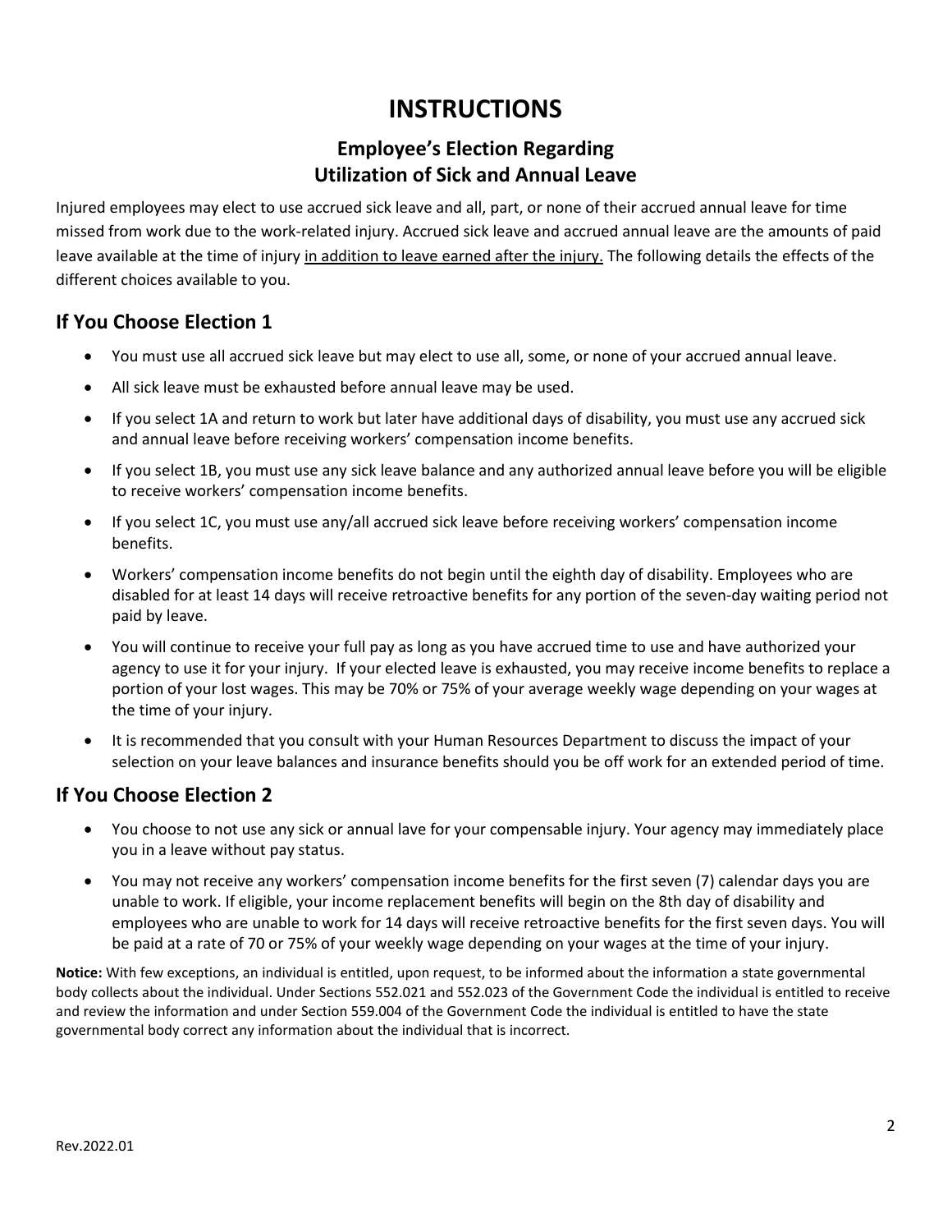# INSTRUCTIONS

## Employee's Election Regarding Utilization of Sick and Annual Leave

Injured employees may elect to use accrued sick leave and all, part, or none of their accrued annual leave for time missed from work due to the work-related injury. Accrued sick leave and accrued annual leave are the amounts of paid leave available at the time of injury <u>in addition to leave earned after the injury.</u> The following details the effects of the different choices available to you.

## If You Choose Election 1

- You must use all accrued sick leave but may elect to use all, some, or none of your accrued annual leave.
- All sick leave must be exhausted before annual leave may be used.
- If you select 1A and return to work but later have additional days of disability, you must use any accrued sick and annual leave before receiving workers' compensation income benefits.
- If you select 1B, you must use any sick leave balance and any authorized annual leave before you will be eligible to receive workers' compensation income benefits.
- If you select 1C, you must use any/all accrued sick leave before receiving workers' compensation income benefits.
- Workers' compensation income benefits do not begin until the eighth day of disability. Employees who are disabled for at least 14 days will receive retroactive benefits for any portion of the seven-day waiting period not paid by leave.
- You will continue to receive your full pay as long as you have accrued time to use and have authorized your agency to use it for your injury. If your elected leave is exhausted, you may receive income benefits to replace a portion of your lost wages. This may be 70% or 75% of your average weekly wage depending on your wages at the time of your injury.
- It is recommended that you consult with your Human Resources Department to discuss the impact of your selection on your leave balances and insurance benefits should you be off work for an extended period of time.

## If You Choose Election 2

- You choose to not use any sick or annual lave for your compensable injury. Your agency may immediately place you in a leave without pay status.
- You may not receive any workers' compensation income benefits for the first seven (7) calendar days you are unable to work. If eligible, your income replacement benefits will begin on the 8th day of disability and employees who are unable to work for 14 days will receive retroactive benefits for the first seven days. You will be paid at a rate of 70 or 75% of your weekly wage depending on your wages at the time of your injury.

**Notice:** With few exceptions, an individual is entitled, upon request, to be informed about the information a state governmental body collects about the individual. Under Sections 552.021 and 552.023 of the Government Code the individual is entitled to receive and review the information and under Section 559.004 of the Government Code the individual is entitled to have the state governmental body correct any information about the individual that is incorrect.

Rev.2022.01